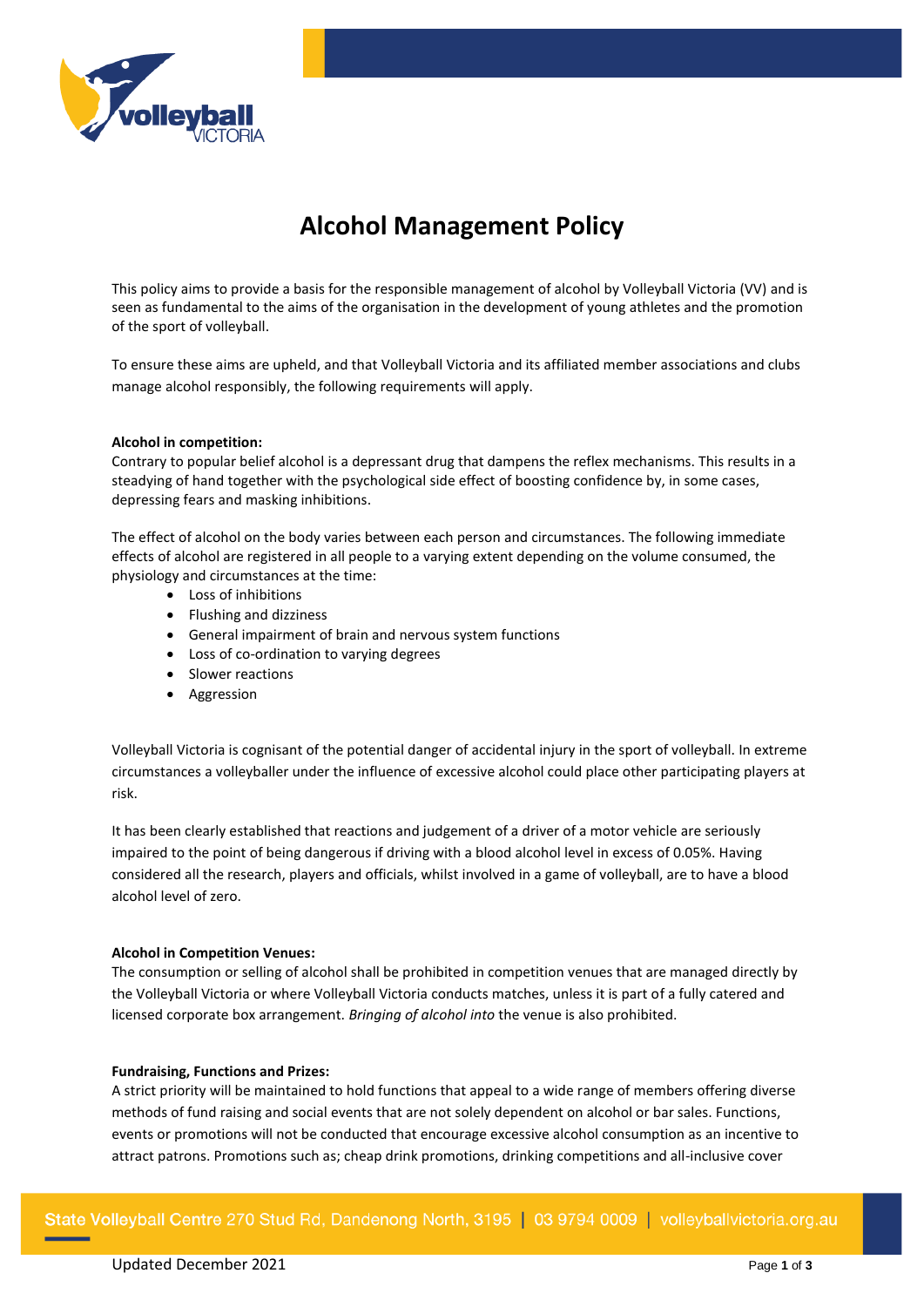# Alcohol Management Policy

This policy aims to provide a basis for the responsible management of alcohol by Volleyball Victoria (VV) and is seen as fundamental to the aims of the organisation in the development of young athletes and the promotion of the sport of volleyball.

To ensure these aims are upheld, and that Volleyball Victoria and its affiliated member associations and clubs manage alcohol responsibly, the following requirements will apply.

**Alcohol in competition:**
Contrary to popular belief alcohol is a depressant drug that dampens the reflex mechanisms. This results in a steadying of hand together with the psychological side effect of boosting confidence by, in some cases, depressing fears and masking inhibitions.

The effect of alcohol on the body varies between each person and circumstances. The following immediate effects of alcohol are registered in all people to a varying extent depending on the volume consumed, the physiology and circumstances at the time:

- Loss of inhibitions
- Flushing and dizziness
- General impairment of brain and nervous system functions
- Loss of co-ordination to varying degrees
- Slower reactions
- Aggression

Volleyball Victoria is cognisant of the potential danger of accidental injury in the sport of volleyball. In extreme circumstances a volleyballer under the influence of excessive alcohol could place other participating players at risk.

It has been clearly established that reactions and judgement of a driver of a motor vehicle are seriously impaired to the point of being dangerous if driving with a blood alcohol level in excess of 0.05%. Having considered all the research, players and officials, whilst involved in a game of volleyball, are to have a blood alcohol level of zero.

**Alcohol in Competition Venues:**
The consumption or selling of alcohol shall be prohibited in competition venues that are managed directly by the Volleyball Victoria or where Volleyball Victoria conducts matches, unless it is part of a fully catered and licensed corporate box arrangement. *Bringing of alcohol into* the venue is also prohibited.

**Fundraising, Functions and Prizes:**
A strict priority will be maintained to hold functions that appeal to a wide range of members offering diverse methods of fund raising and social events that are not solely dependent on alcohol or bar sales. Functions, events or promotions will not be conducted that encourage excessive alcohol consumption as an incentive to attract patrons. Promotions such as; cheap drink promotions, drinking competitions and all-inclusive cover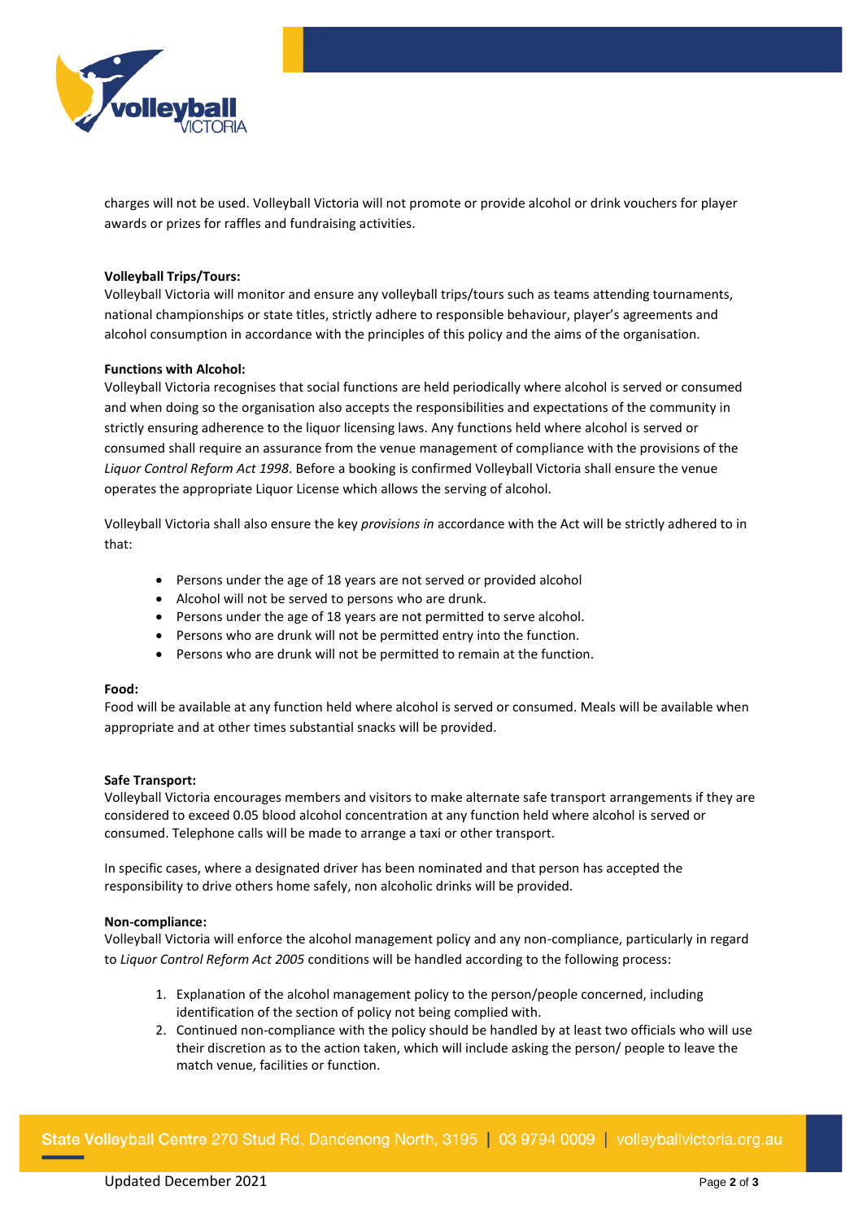charges will not be used. Volleyball Victoria will not promote or provide alcohol or drink vouchers for player awards or prizes for raffles and fundraising activities.

**Volleyball Trips/Tours:**
Volleyball Victoria will monitor and ensure any volleyball trips/tours such as teams attending tournaments, national championships or state titles, strictly adhere to responsible behaviour, player's agreements and alcohol consumption in accordance with the principles of this policy and the aims of the organisation.

**Functions with Alcohol:**
Volleyball Victoria recognises that social functions are held periodically where alcohol is served or consumed and when doing so the organisation also accepts the responsibilities and expectations of the community in strictly ensuring adherence to the liquor licensing laws. Any functions held where alcohol is served or consumed shall require an assurance from the venue management of compliance with the provisions of the *Liquor Control Reform Act 1998*. Before a booking is confirmed Volleyball Victoria shall ensure the venue operates the appropriate Liquor License which allows the serving of alcohol.

Volleyball Victoria shall also ensure the key *provisions in* accordance with the Act will be strictly adhered to in that:

- Persons under the age of 18 years are not served or provided alcohol
- Alcohol will not be served to persons who are drunk.
- Persons under the age of 18 years are not permitted to serve alcohol.
- Persons who are drunk will not be permitted entry into the function.
- Persons who are drunk will not be permitted to remain at the function.

**Food:**
Food will be available at any function held where alcohol is served or consumed. Meals will be available when appropriate and at other times substantial snacks will be provided.

**Safe Transport:**
Volleyball Victoria encourages members and visitors to make alternate safe transport arrangements if they are considered to exceed 0.05 blood alcohol concentration at any function held where alcohol is served or consumed. Telephone calls will be made to arrange a taxi or other transport.

In specific cases, where a designated driver has been nominated and that person has accepted the responsibility to drive others home safely, non alcoholic drinks will be provided.

**Non-compliance:**
Volleyball Victoria will enforce the alcohol management policy and any non-compliance, particularly in regard to *Liquor Control Reform Act 2005* conditions will be handled according to the following process:

1. Explanation of the alcohol management policy to the person/people concerned, including identification of the section of policy not being complied with.
2. Continued non-compliance with the policy should be handled by at least two officials who will use their discretion as to the action taken, which will include asking the person/ people to leave the match venue, facilities or function.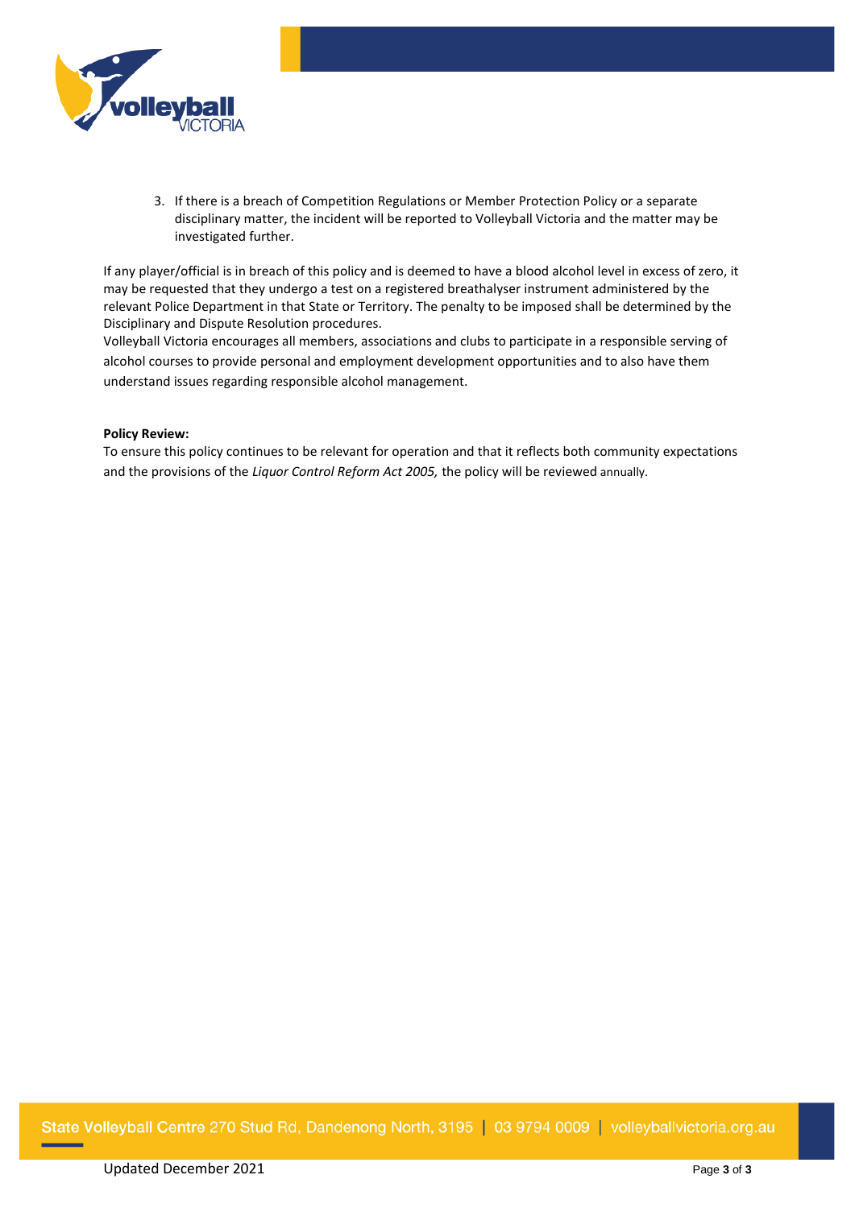3. If there is a breach of Competition Regulations or Member Protection Policy or a separate disciplinary matter, the incident will be reported to Volleyball Victoria and the matter may be investigated further.

If any player/official is in breach of this policy and is deemed to have a blood alcohol level in excess of zero, it may be requested that they undergo a test on a registered breathalyser instrument administered by the relevant Police Department in that State or Territory. The penalty to be imposed shall be determined by the Disciplinary and Dispute Resolution procedures.

Volleyball Victoria encourages all members, associations and clubs to participate in a responsible serving of alcohol courses to provide personal and employment development opportunities and to also have them understand issues regarding responsible alcohol management.

**Policy Review:**

To ensure this policy continues to be relevant for operation and that it reflects both community expectations and the provisions of the *Liquor Control Reform Act 2005,* the policy will be reviewed annually.